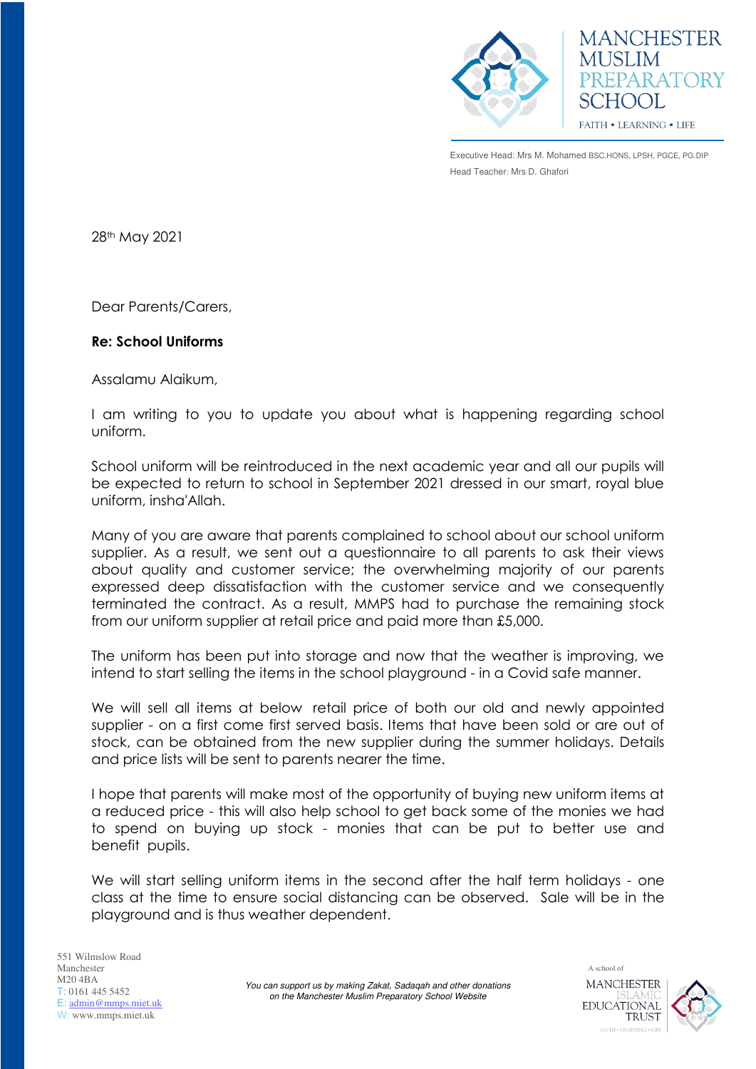MANCHESTER MUSLIM PREPARATORY SCHOOL

FAITH • LEARNING • LIFE

Executive Head: Mrs M. Mohamed BSC.HONS, LPSH, PGCE, PG.DIP
Head Teacher: Mrs D. Ghafori

28th May 2021

Dear Parents/Carers,

**Re: School Uniforms**

Assalamu Alaikum,

I am writing to you to update you about what is happening regarding school uniform.

School uniform will be reintroduced in the next academic year and all our pupils will be expected to return to school in September 2021 dressed in our smart, royal blue uniform, insha'Allah.

Many of you are aware that parents complained to school about our school uniform supplier. As a result, we sent out a questionnaire to all parents to ask their views about quality and customer service; the overwhelming majority of our parents expressed deep dissatisfaction with the customer service and we consequently terminated the contract. As a result, MMPS had to purchase the remaining stock from our uniform supplier at retail price and paid more than £5,000.

The uniform has been put into storage and now that the weather is improving, we intend to start selling the items in the school playground - in a Covid safe manner.

We will sell all items at below retail price of both our old and newly appointed supplier - on a first come first served basis. Items that have been sold or are out of stock, can be obtained from the new supplier during the summer holidays. Details and price lists will be sent to parents nearer the time.

I hope that parents will make most of the opportunity of buying new uniform items at a reduced price - this will also help school to get back some of the monies we had to spend on buying up stock - monies that can be put to better use and benefit pupils.

We will start selling uniform items in the second after the half term holidays - one class at the time to ensure social distancing can be observed. Sale will be in the playground and is thus weather dependent.

551 Wilmslow Road
Manchester
M20 4BA
T: 0161 445 5452
E: admin@mmps.miet.uk
W: www.mmps.miet.uk

*You can support us by making Zakat, Sadaqah and other donations on the Manchester Muslim Preparatory School Website*

A school of MANCHESTER ISLAMIC EDUCATIONAL TRUST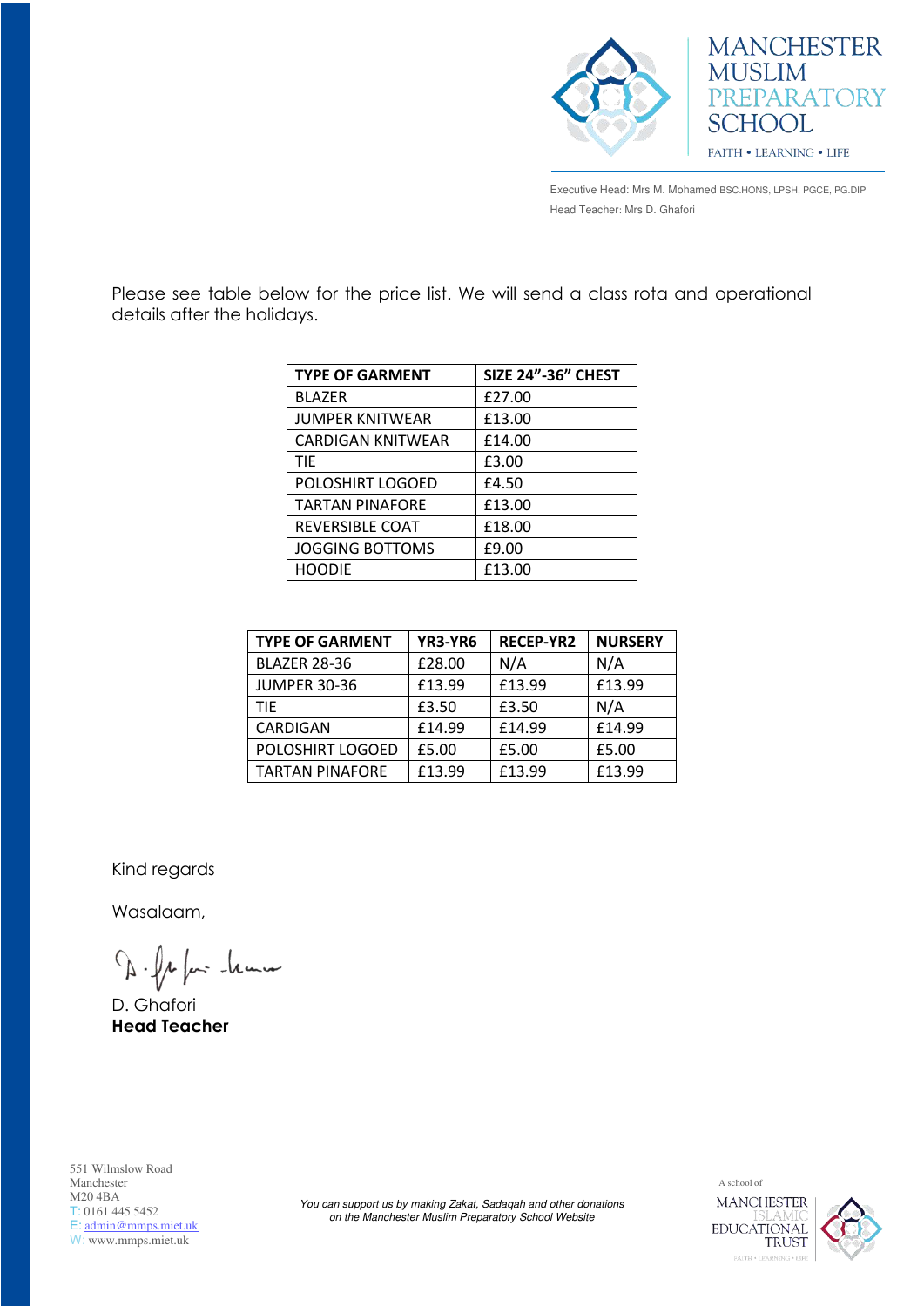MANCHESTER MUSLIM PREPARATORY SCHOOL

FAITH • LEARNING • LIFE

Executive Head: Mrs M. Mohamed BSC.HONS, LPSH, PGCE, PG.DIP

Head Teacher: Mrs D. Ghafori

Please see table below for the price list. We will send a class rota and operational details after the holidays.

| TYPE OF GARMENT | SIZE 24"-36" CHEST |
|---|---|
| BLAZER | £27.00 |
| JUMPER KNITWEAR | £13.00 |
| CARDIGAN KNITWEAR | £14.00 |
| TIE | £3.00 |
| POLOSHIRT LOGOED | £4.50 |
| TARTAN PINAFORE | £13.00 |
| REVERSIBLE COAT | £18.00 |
| JOGGING BOTTOMS | £9.00 |
| HOODIE | £13.00 |

| TYPE OF GARMENT | YR3-YR6 | RECEP-YR2 | NURSERY |
|---|---|---|---|
| BLAZER 28-36 | £28.00 | N/A | N/A |
| JUMPER 30-36 | £13.99 | £13.99 | £13.99 |
| TIE | £3.50 | £3.50 | N/A |
| CARDIGAN | £14.99 | £14.99 | £14.99 |
| POLOSHIRT LOGOED | £5.00 | £5.00 | £5.00 |
| TARTAN PINAFORE | £13.99 | £13.99 | £13.99 |

Kind regards

Wasalaam,

D. Ghafori
**Head Teacher**

551 Wilmslow Road
Manchester
M20 4BA
T: 0161 445 5452
E: admin@mmps.miet.uk
W: www.mmps.miet.uk

*You can support us by making Zakat, Sadaqah and other donations on the Manchester Muslim Preparatory School Website*

A school of MANCHESTER ISLAMIC EDUCATIONAL TRUST